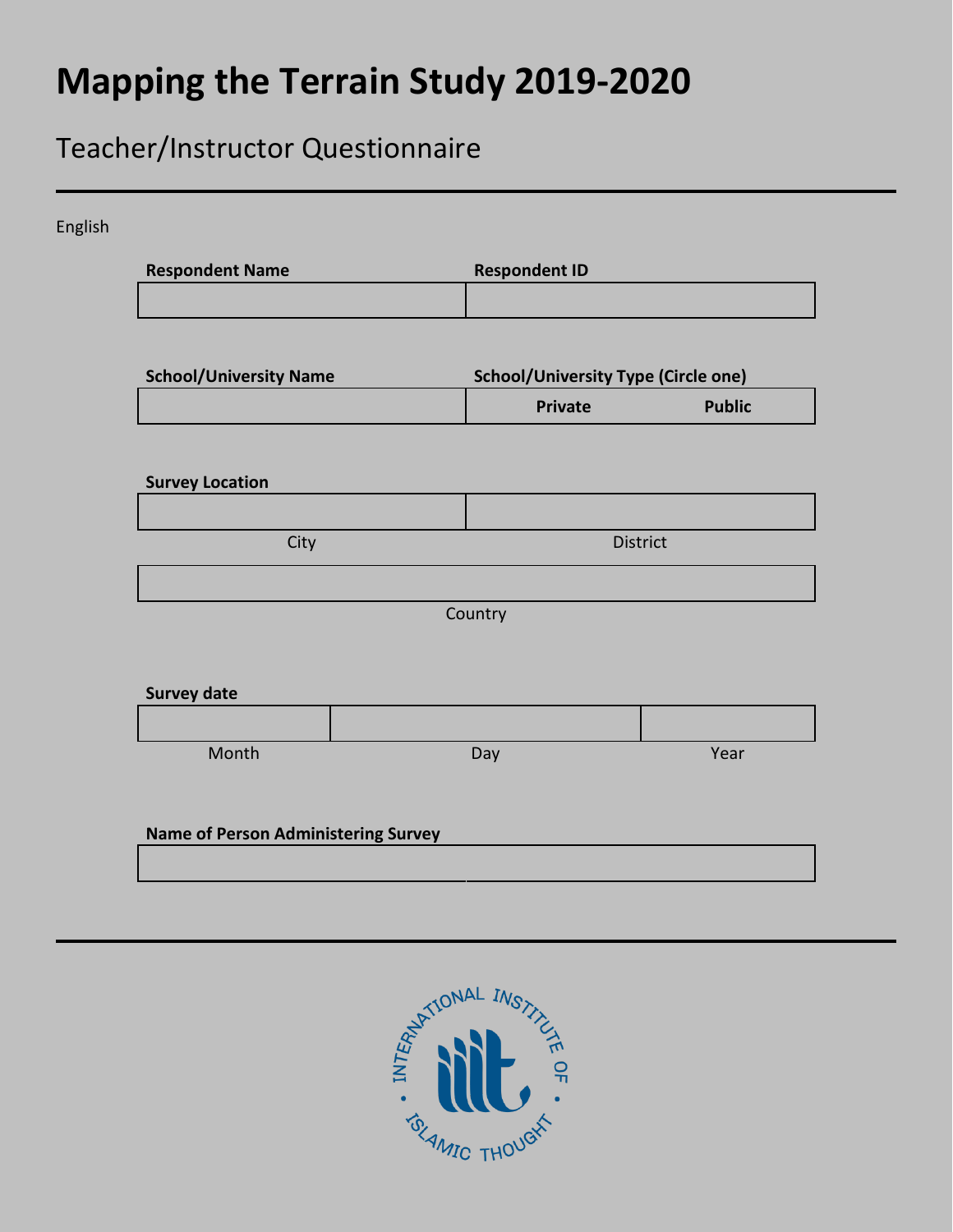# Mapping the Terrain Study 2019-2020

## Teacher/Instructor Questionnaire

English

| **Respondent Name** | **Respondent ID** |
| --- | --- |
| | |

| **School/University Name** | **School/University Type (Circle one)** | |
| --- | --- | --- |
| | **Private** | **Public** |

**Survey Location**

| | |
| --- | --- |
| | |
| City | District |

| |
| --- |
| |
| Country |

**Survey date**

| | | |
| --- | --- | --- |
| | | |
| Month | Day | Year |

**Name of Person Administering Survey**

| |
| --- |
| |

INTERNATIONAL INSTITUTE OF ISLAMIC THOUGHT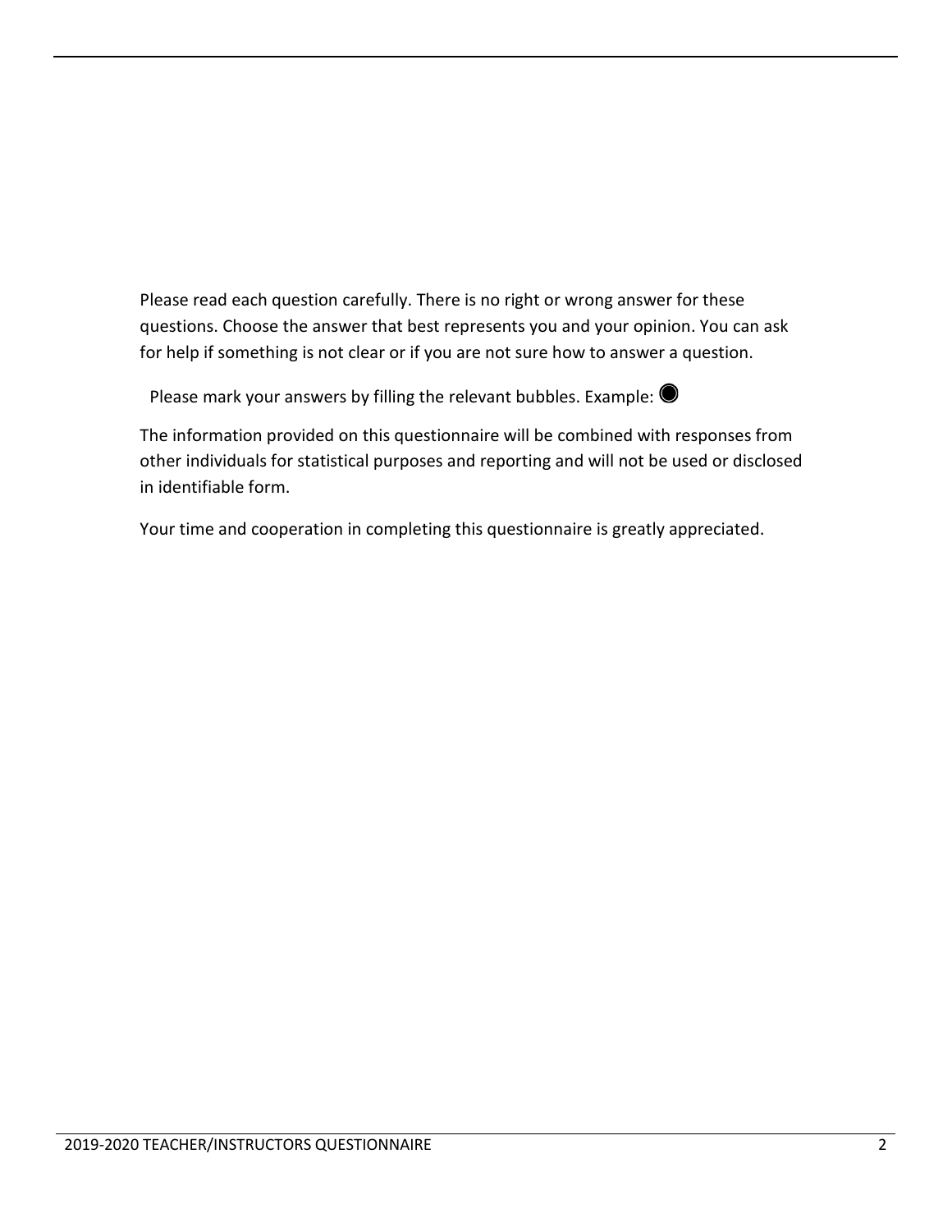Please read each question carefully. There is no right or wrong answer for these questions. Choose the answer that best represents you and your opinion. You can ask for help if something is not clear or if you are not sure how to answer a question.

Please mark your answers by filling the relevant bubbles. Example: ◉

The information provided on this questionnaire will be combined with responses from other individuals for statistical purposes and reporting and will not be used or disclosed in identifiable form.

Your time and cooperation in completing this questionnaire is greatly appreciated.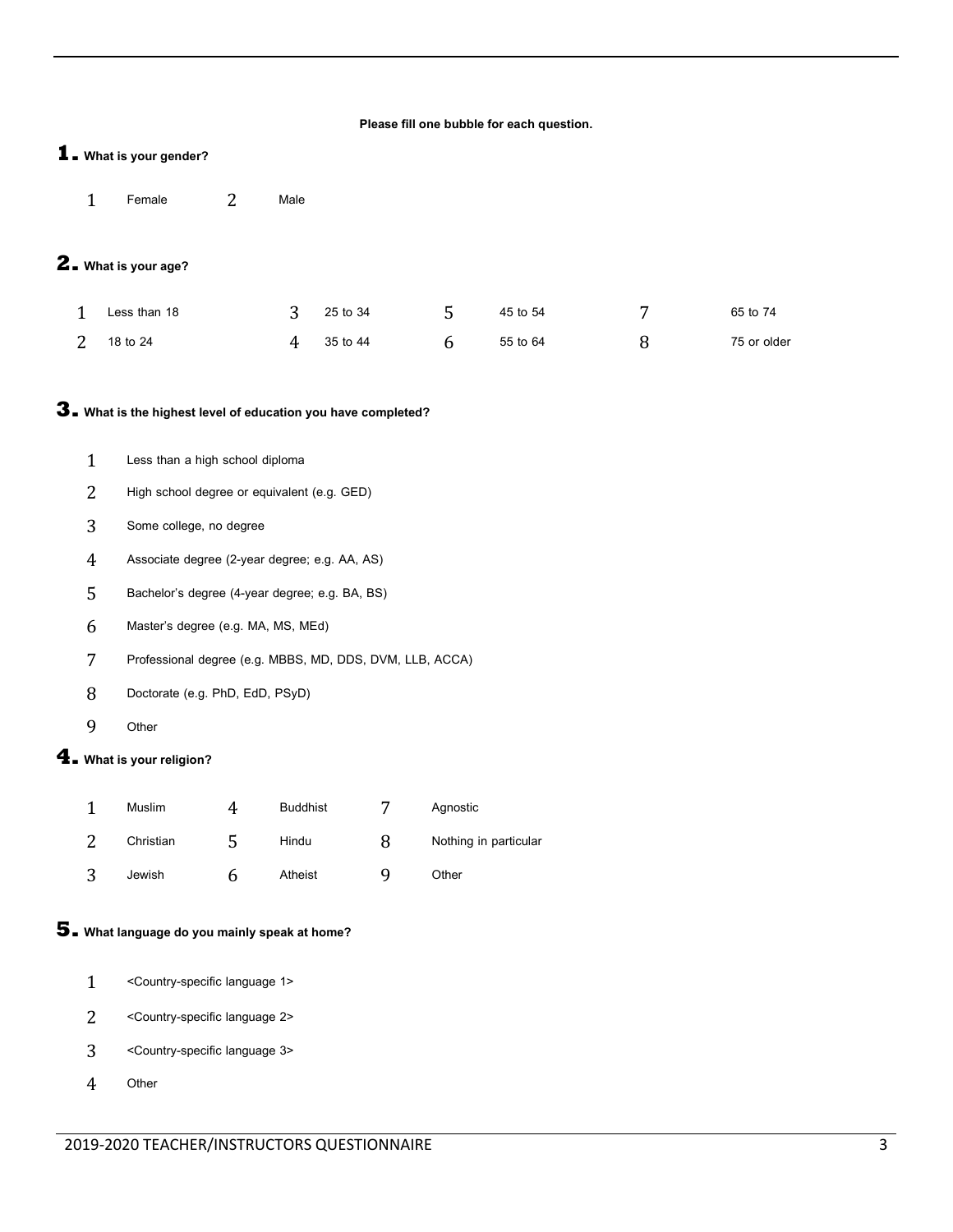**Please fill one bubble for each question.**

**1. What is your gender?**

1 Female    2 Male

**2. What is your age?**

| | | | | | | | |
|---|---|---|---|---|---|---|---|
| 1 | Less than 18 | 3 | 25 to 34 | 5 | 45 to 54 | 7 | 65 to 74 |
| 2 | 18 to 24 | 4 | 35 to 44 | 6 | 55 to 64 | 8 | 75 or older |

**3. What is the highest level of education you have completed?**

1 Less than a high school diploma

2 High school degree or equivalent (e.g. GED)

3 Some college, no degree

4 Associate degree (2-year degree; e.g. AA, AS)

5 Bachelor's degree (4-year degree; e.g. BA, BS)

6 Master's degree (e.g. MA, MS, MEd)

7 Professional degree (e.g. MBBS, MD, DDS, DVM, LLB, ACCA)

8 Doctorate (e.g. PhD, EdD, PSyD)

9 Other

**4. What is your religion?**

| | | | | | |
|---|---|---|---|---|---|
| 1 | Muslim | 4 | Buddhist | 7 | Agnostic |
| 2 | Christian | 5 | Hindu | 8 | Nothing in particular |
| 3 | Jewish | 6 | Atheist | 9 | Other |

**5. What language do you mainly speak at home?**

1 <Country-specific language 1>

2 <Country-specific language 2>

3 <Country-specific language 3>

4 Other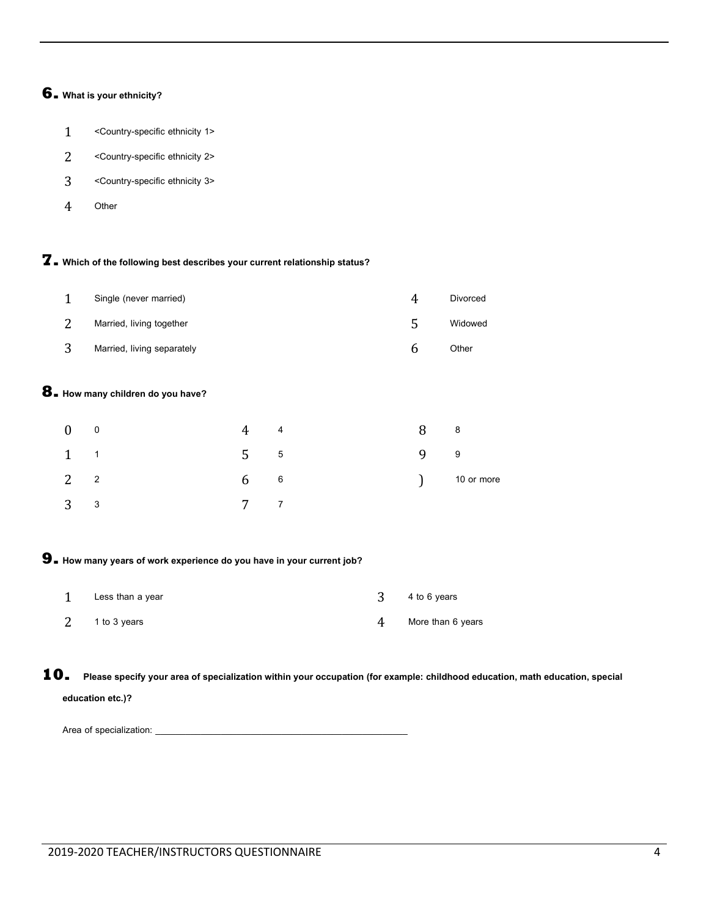**6.** **What is your ethnicity?**

1 <Country-specific ethnicity 1>

2 <Country-specific ethnicity 2>

3 <Country-specific ethnicity 3>

4 Other

**7.** **Which of the following best describes your current relationship status?**

1 Single (never married)

2 Married, living together

3 Married, living separately

4 Divorced

5 Widowed

6 Other

**8.** **How many children do you have?**

0 0

1 1

2 2

3 3

4 4

5 5

6 6

7 7

8 8

9 9

) 10 or more

**9.** **How many years of work experience do you have in your current job?**

1 Less than a year

2 1 to 3 years

3 4 to 6 years

4 More than 6 years

**10.** **Please specify your area of specialization within your occupation (for example: childhood education, math education, special education etc.)?**

Area of specialization: ______________________________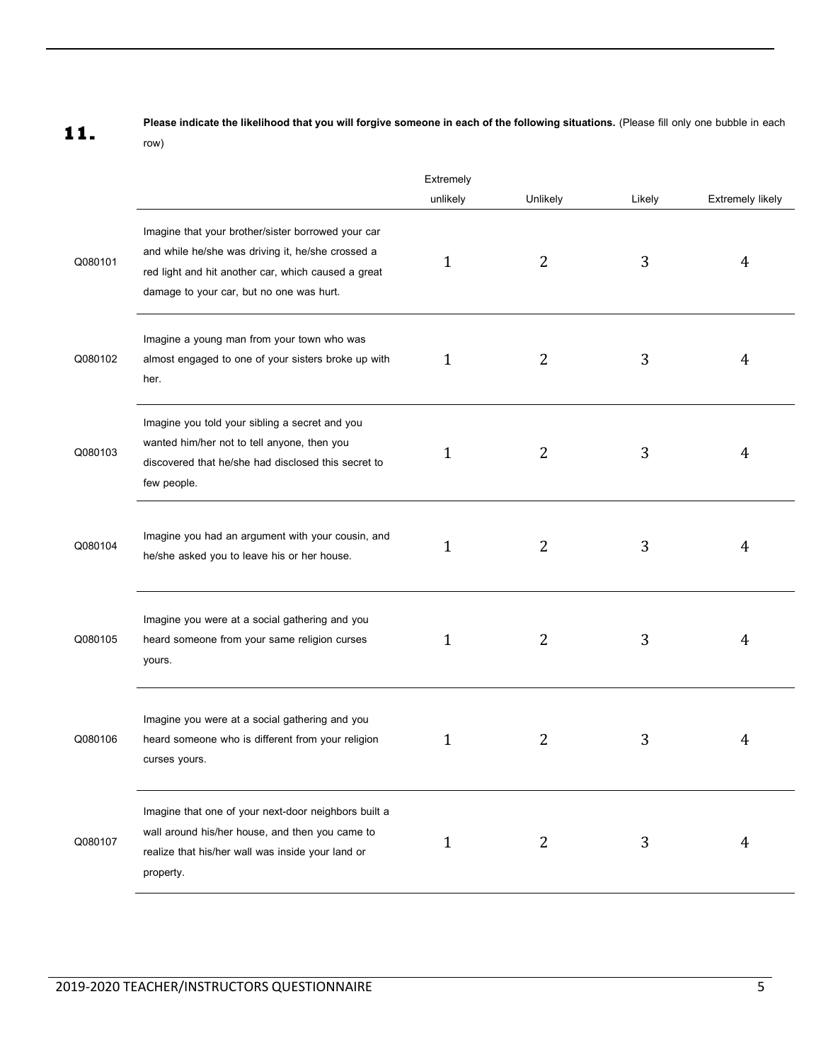**11.** **Please indicate the likelihood that you will forgive someone in each of the following situations.** (Please fill only one bubble in each row)

| | | Extremely unlikely | Unlikely | Likely | Extremely likely |
|---|---|---|---|---|---|
| Q080101 | Imagine that your brother/sister borrowed your car and while he/she was driving it, he/she crossed a red light and hit another car, which caused a great damage to your car, but no one was hurt. | 1 | 2 | 3 | 4 |
| Q080102 | Imagine a young man from your town who was almost engaged to one of your sisters broke up with her. | 1 | 2 | 3 | 4 |
| Q080103 | Imagine you told your sibling a secret and you wanted him/her not to tell anyone, then you discovered that he/she had disclosed this secret to few people. | 1 | 2 | 3 | 4 |
| Q080104 | Imagine you had an argument with your cousin, and he/she asked you to leave his or her house. | 1 | 2 | 3 | 4 |
| Q080105 | Imagine you were at a social gathering and you heard someone from your same religion curses yours. | 1 | 2 | 3 | 4 |
| Q080106 | Imagine you were at a social gathering and you heard someone who is different from your religion curses yours. | 1 | 2 | 3 | 4 |
| Q080107 | Imagine that one of your next-door neighbors built a wall around his/her house, and then you came to realize that his/her wall was inside your land or property. | 1 | 2 | 3 | 4 |

2019-2020 TEACHER/INSTRUCTORS QUESTIONNAIRE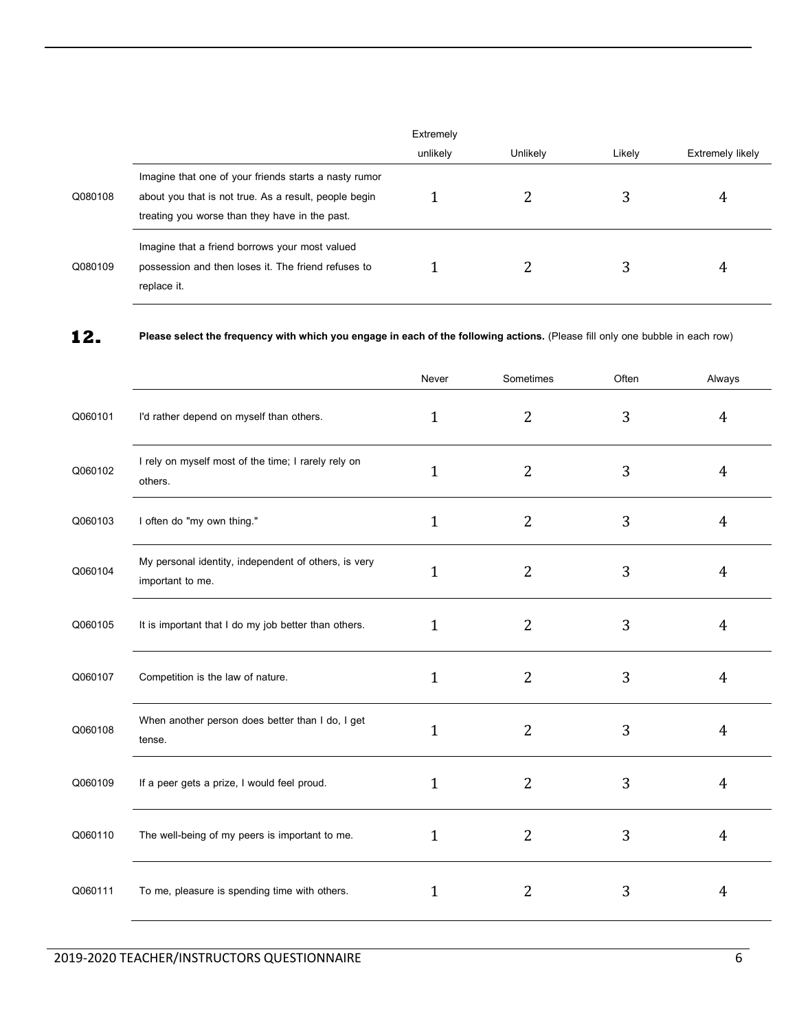| | | Extremely unlikely | Unlikely | Likely | Extremely likely |
|---|---|---|---|---|---|
| Q080108 | Imagine that one of your friends starts a nasty rumor about you that is not true. As a result, people begin treating you worse than they have in the past. | 1 | 2 | 3 | 4 |
| Q080109 | Imagine that a friend borrows your most valued possession and then loses it. The friend refuses to replace it. | 1 | 2 | 3 | 4 |

## 12.

**Please select the frequency with which you engage in each of the following actions.** (Please fill only one bubble in each row)

| | | Never | Sometimes | Often | Always |
|---|---|---|---|---|---|
| Q060101 | I'd rather depend on myself than others. | 1 | 2 | 3 | 4 |
| Q060102 | I rely on myself most of the time; I rarely rely on others. | 1 | 2 | 3 | 4 |
| Q060103 | I often do "my own thing." | 1 | 2 | 3 | 4 |
| Q060104 | My personal identity, independent of others, is very important to me. | 1 | 2 | 3 | 4 |
| Q060105 | It is important that I do my job better than others. | 1 | 2 | 3 | 4 |
| Q060107 | Competition is the law of nature. | 1 | 2 | 3 | 4 |
| Q060108 | When another person does better than I do, I get tense. | 1 | 2 | 3 | 4 |
| Q060109 | If a peer gets a prize, I would feel proud. | 1 | 2 | 3 | 4 |
| Q060110 | The well-being of my peers is important to me. | 1 | 2 | 3 | 4 |
| Q060111 | To me, pleasure is spending time with others. | 1 | 2 | 3 | 4 |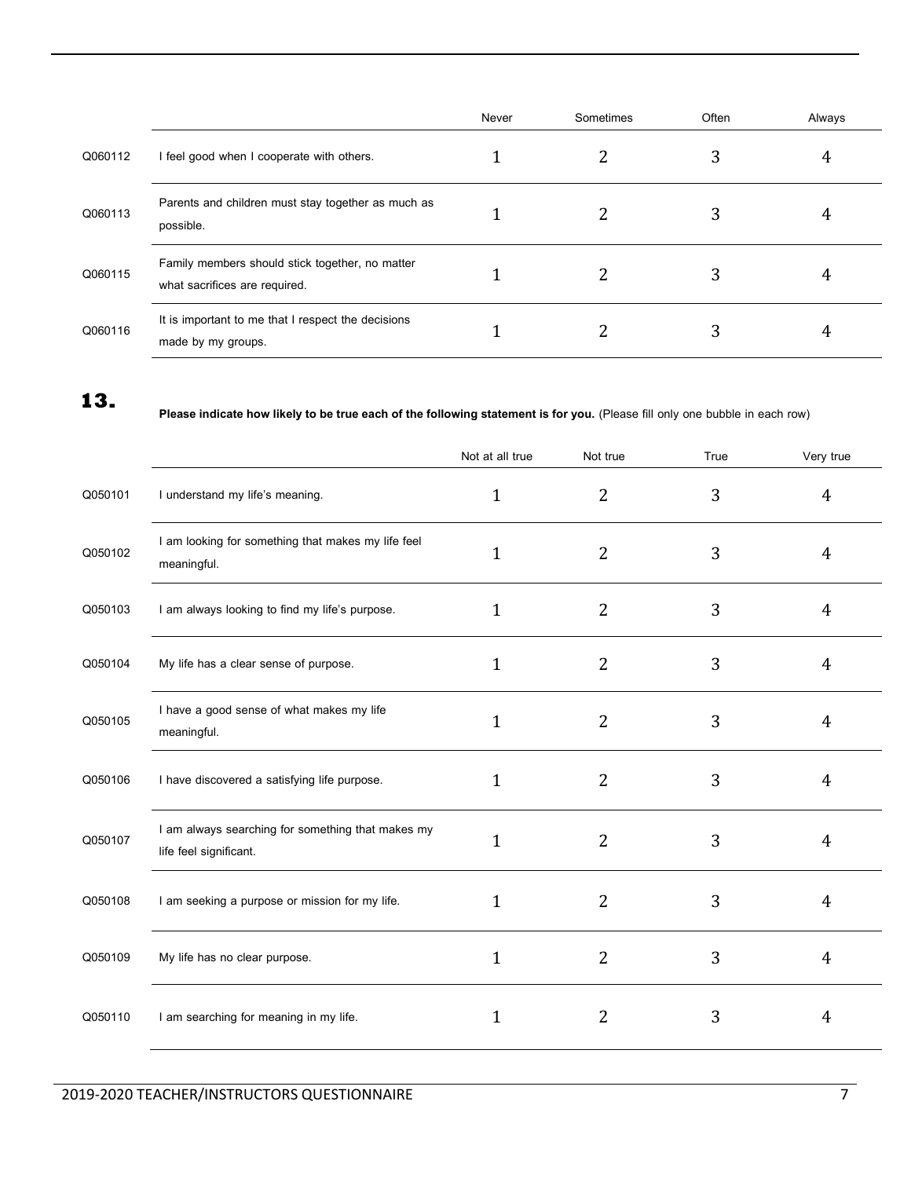| | | Never | Sometimes | Often | Always |
|---|---|---|---|---|---|
| Q060112 | I feel good when I cooperate with others. | 1 | 2 | 3 | 4 |
| Q060113 | Parents and children must stay together as much as possible. | 1 | 2 | 3 | 4 |
| Q060115 | Family members should stick together, no matter what sacrifices are required. | 1 | 2 | 3 | 4 |
| Q060116 | It is important to me that I respect the decisions made by my groups. | 1 | 2 | 3 | 4 |

## 13.

**Please indicate how likely to be true each of the following statement is for you.** (Please fill only one bubble in each row)

| | | Not at all true | Not true | True | Very true |
|---|---|---|---|---|---|
| Q050101 | I understand my life's meaning. | 1 | 2 | 3 | 4 |
| Q050102 | I am looking for something that makes my life feel meaningful. | 1 | 2 | 3 | 4 |
| Q050103 | I am always looking to find my life's purpose. | 1 | 2 | 3 | 4 |
| Q050104 | My life has a clear sense of purpose. | 1 | 2 | 3 | 4 |
| Q050105 | I have a good sense of what makes my life meaningful. | 1 | 2 | 3 | 4 |
| Q050106 | I have discovered a satisfying life purpose. | 1 | 2 | 3 | 4 |
| Q050107 | I am always searching for something that makes my life feel significant. | 1 | 2 | 3 | 4 |
| Q050108 | I am seeking a purpose or mission for my life. | 1 | 2 | 3 | 4 |
| Q050109 | My life has no clear purpose. | 1 | 2 | 3 | 4 |
| Q050110 | I am searching for meaning in my life. | 1 | 2 | 3 | 4 |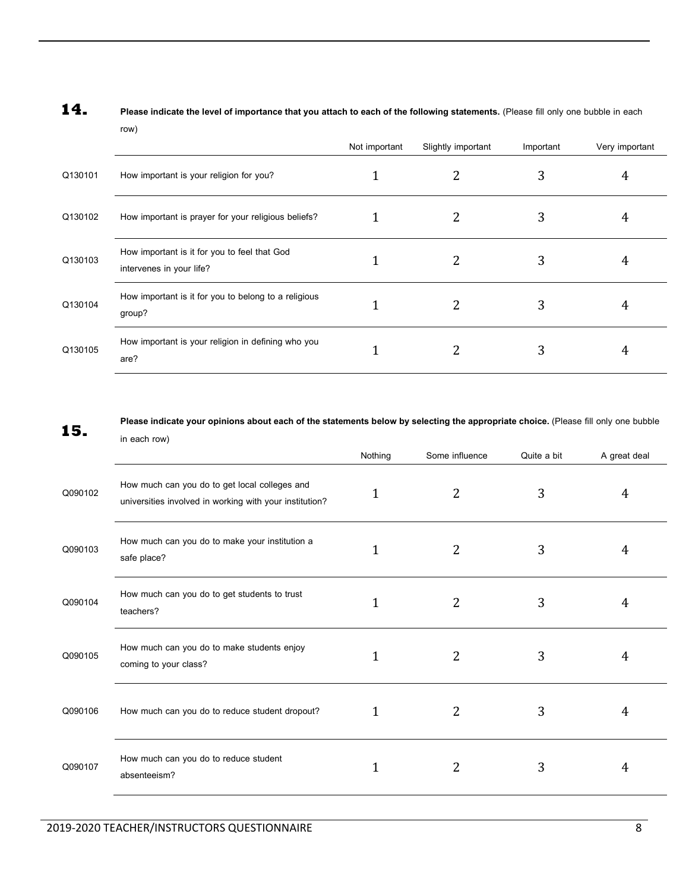**14.** **Please indicate the level of importance that you attach to each of the following statements.** (Please fill only one bubble in each row)

| | | Not important | Slightly important | Important | Very important |
|---|---|---|---|---|---|
| Q130101 | How important is your religion for you? | 1 | 2 | 3 | 4 |
| Q130102 | How important is prayer for your religious beliefs? | 1 | 2 | 3 | 4 |
| Q130103 | How important is it for you to feel that God intervenes in your life? | 1 | 2 | 3 | 4 |
| Q130104 | How important is it for you to belong to a religious group? | 1 | 2 | 3 | 4 |
| Q130105 | How important is your religion in defining who you are? | 1 | 2 | 3 | 4 |

**15.** **Please indicate your opinions about each of the statements below by selecting the appropriate choice.** (Please fill only one bubble in each row)

| | | Nothing | Some influence | Quite a bit | A great deal |
|---|---|---|---|---|---|
| Q090102 | How much can you do to get local colleges and universities involved in working with your institution? | 1 | 2 | 3 | 4 |
| Q090103 | How much can you do to make your institution a safe place? | 1 | 2 | 3 | 4 |
| Q090104 | How much can you do to get students to trust teachers? | 1 | 2 | 3 | 4 |
| Q090105 | How much can you do to make students enjoy coming to your class? | 1 | 2 | 3 | 4 |
| Q090106 | How much can you do to reduce student dropout? | 1 | 2 | 3 | 4 |
| Q090107 | How much can you do to reduce student absenteeism? | 1 | 2 | 3 | 4 |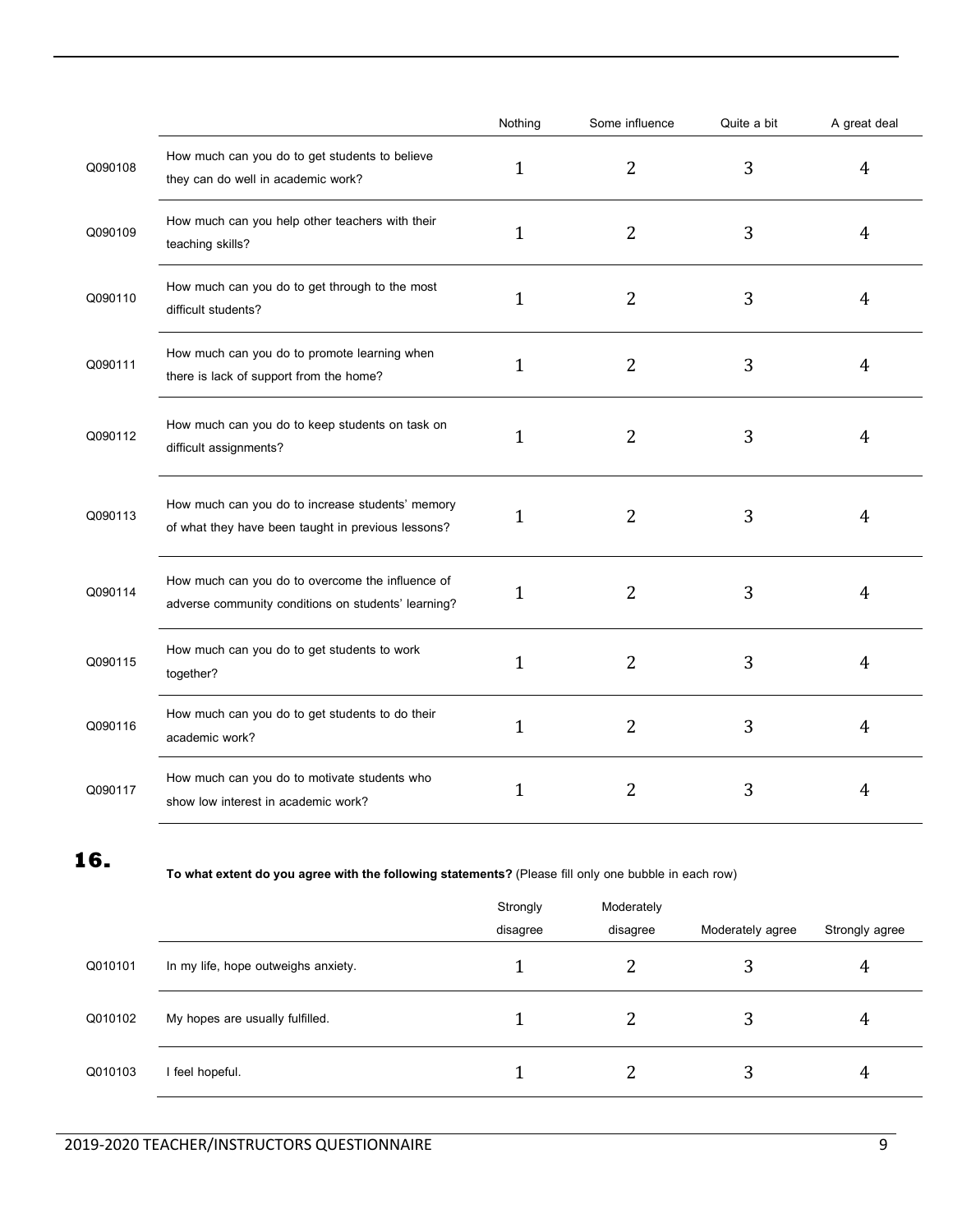| | | Nothing | Some influence | Quite a bit | A great deal |
|---|---|---|---|---|---|
| Q090108 | How much can you do to get students to believe they can do well in academic work? | 1 | 2 | 3 | 4 |
| Q090109 | How much can you help other teachers with their teaching skills? | 1 | 2 | 3 | 4 |
| Q090110 | How much can you do to get through to the most difficult students? | 1 | 2 | 3 | 4 |
| Q090111 | How much can you do to promote learning when there is lack of support from the home? | 1 | 2 | 3 | 4 |
| Q090112 | How much can you do to keep students on task on difficult assignments? | 1 | 2 | 3 | 4 |
| Q090113 | How much can you do to increase students' memory of what they have been taught in previous lessons? | 1 | 2 | 3 | 4 |
| Q090114 | How much can you do to overcome the influence of adverse community conditions on students' learning? | 1 | 2 | 3 | 4 |
| Q090115 | How much can you do to get students to work together? | 1 | 2 | 3 | 4 |
| Q090116 | How much can you do to get students to do their academic work? | 1 | 2 | 3 | 4 |
| Q090117 | How much can you do to motivate students who show low interest in academic work? | 1 | 2 | 3 | 4 |

## 16.

**To what extent do you agree with the following statements?** (Please fill only one bubble in each row)

| | | Strongly disagree | Moderately disagree | Moderately agree | Strongly agree |
|---|---|---|---|---|---|
| Q010101 | In my life, hope outweighs anxiety. | 1 | 2 | 3 | 4 |
| Q010102 | My hopes are usually fulfilled. | 1 | 2 | 3 | 4 |
| Q010103 | I feel hopeful. | 1 | 2 | 3 | 4 |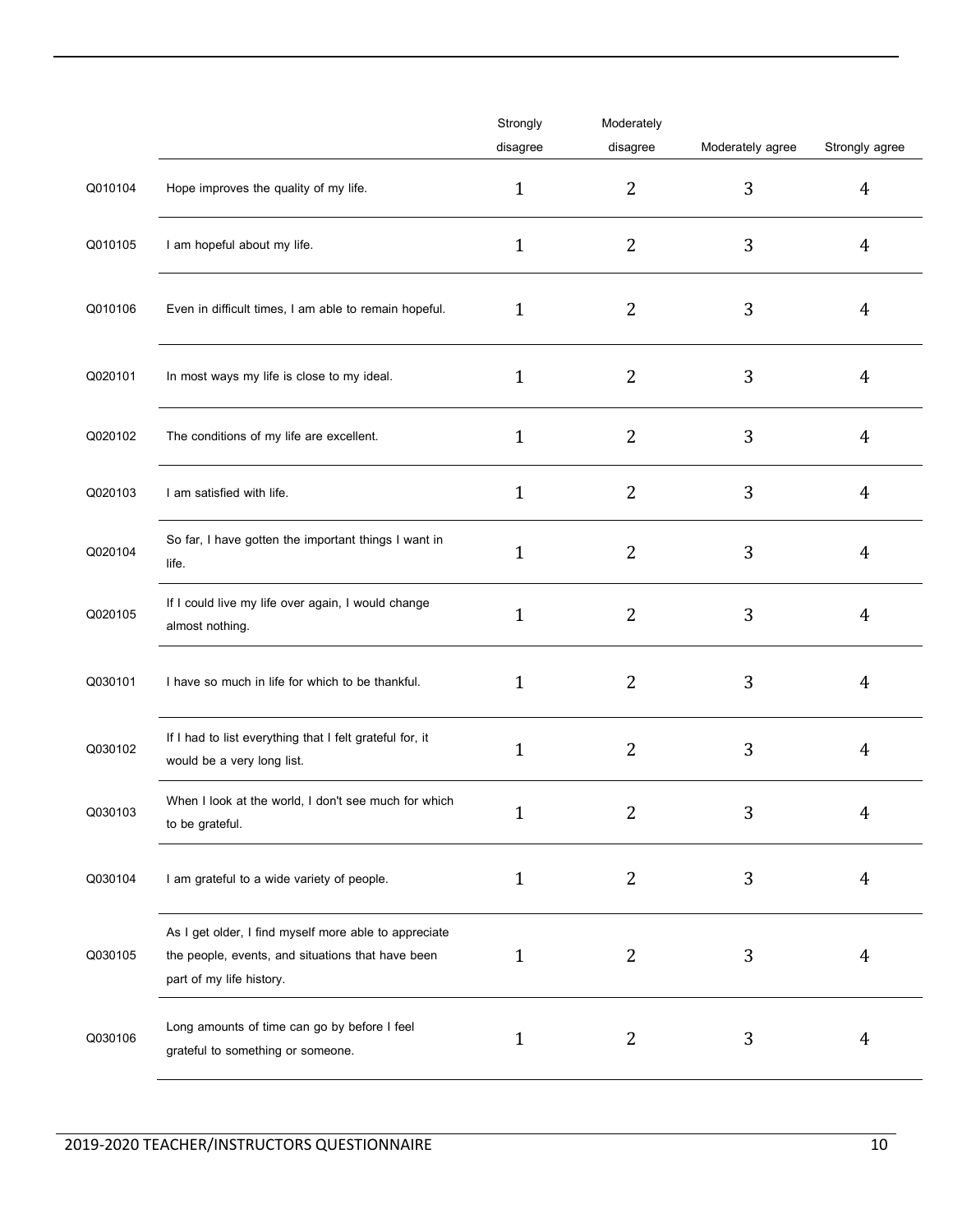| | | Strongly disagree | Moderately disagree | Moderately agree | Strongly agree |
|---|---|---|---|---|---|
| Q010104 | Hope improves the quality of my life. | 1 | 2 | 3 | 4 |
| Q010105 | I am hopeful about my life. | 1 | 2 | 3 | 4 |
| Q010106 | Even in difficult times, I am able to remain hopeful. | 1 | 2 | 3 | 4 |
| Q020101 | In most ways my life is close to my ideal. | 1 | 2 | 3 | 4 |
| Q020102 | The conditions of my life are excellent. | 1 | 2 | 3 | 4 |
| Q020103 | I am satisfied with life. | 1 | 2 | 3 | 4 |
| Q020104 | So far, I have gotten the important things I want in life. | 1 | 2 | 3 | 4 |
| Q020105 | If I could live my life over again, I would change almost nothing. | 1 | 2 | 3 | 4 |
| Q030101 | I have so much in life for which to be thankful. | 1 | 2 | 3 | 4 |
| Q030102 | If I had to list everything that I felt grateful for, it would be a very long list. | 1 | 2 | 3 | 4 |
| Q030103 | When I look at the world, I don't see much for which to be grateful. | 1 | 2 | 3 | 4 |
| Q030104 | I am grateful to a wide variety of people. | 1 | 2 | 3 | 4 |
| Q030105 | As I get older, I find myself more able to appreciate the people, events, and situations that have been part of my life history. | 1 | 2 | 3 | 4 |
| Q030106 | Long amounts of time can go by before I feel grateful to something or someone. | 1 | 2 | 3 | 4 |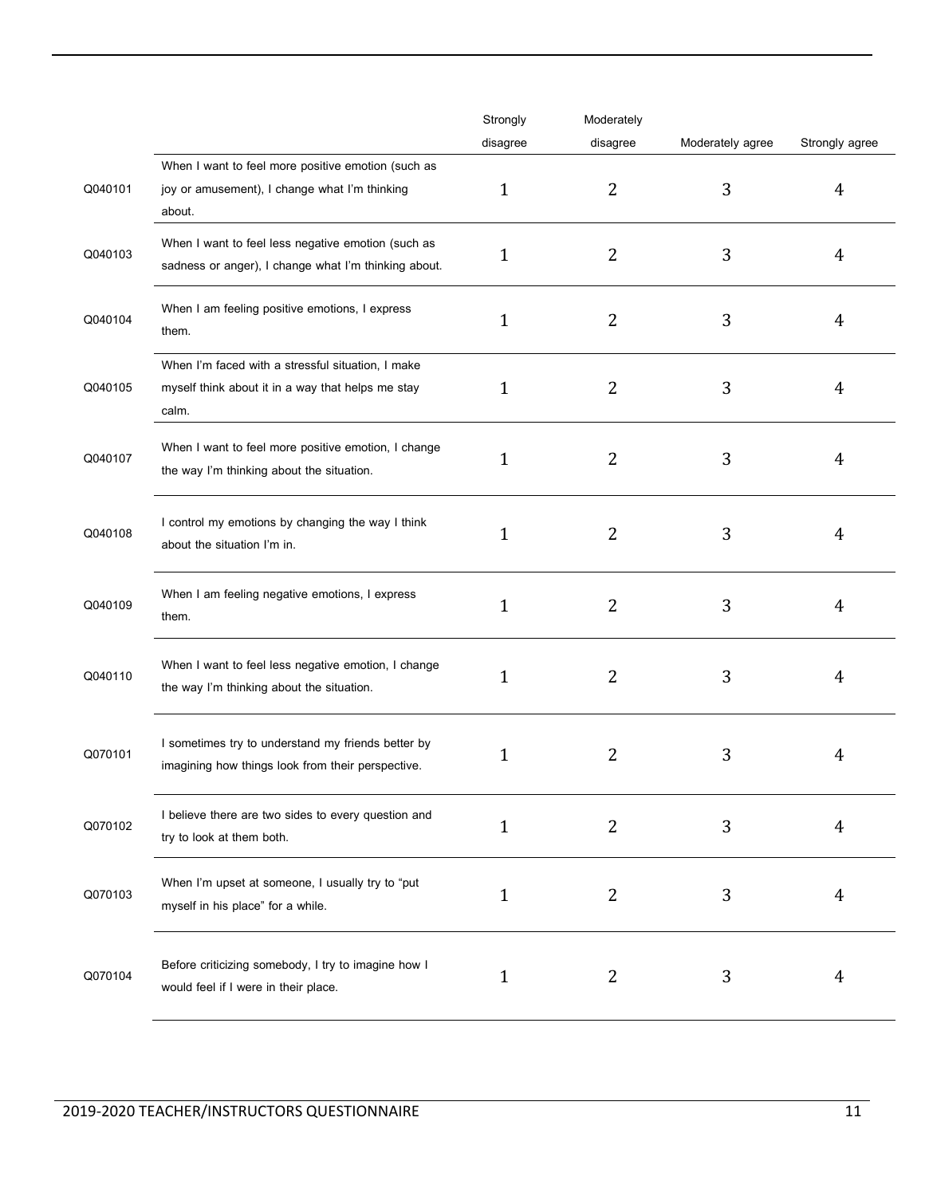| | | Strongly disagree | Moderately disagree | Moderately agree | Strongly agree |
|---|---|---|---|---|---|
| Q040101 | When I want to feel more positive emotion (such as joy or amusement), I change what I'm thinking about. | 1 | 2 | 3 | 4 |
| Q040103 | When I want to feel less negative emotion (such as sadness or anger), I change what I'm thinking about. | 1 | 2 | 3 | 4 |
| Q040104 | When I am feeling positive emotions, I express them. | 1 | 2 | 3 | 4 |
| Q040105 | When I'm faced with a stressful situation, I make myself think about it in a way that helps me stay calm. | 1 | 2 | 3 | 4 |
| Q040107 | When I want to feel more positive emotion, I change the way I'm thinking about the situation. | 1 | 2 | 3 | 4 |
| Q040108 | I control my emotions by changing the way I think about the situation I'm in. | 1 | 2 | 3 | 4 |
| Q040109 | When I am feeling negative emotions, I express them. | 1 | 2 | 3 | 4 |
| Q040110 | When I want to feel less negative emotion, I change the way I'm thinking about the situation. | 1 | 2 | 3 | 4 |
| Q070101 | I sometimes try to understand my friends better by imagining how things look from their perspective. | 1 | 2 | 3 | 4 |
| Q070102 | I believe there are two sides to every question and try to look at them both. | 1 | 2 | 3 | 4 |
| Q070103 | When I'm upset at someone, I usually try to "put myself in his place" for a while. | 1 | 2 | 3 | 4 |
| Q070104 | Before criticizing somebody, I try to imagine how I would feel if I were in their place. | 1 | 2 | 3 | 4 |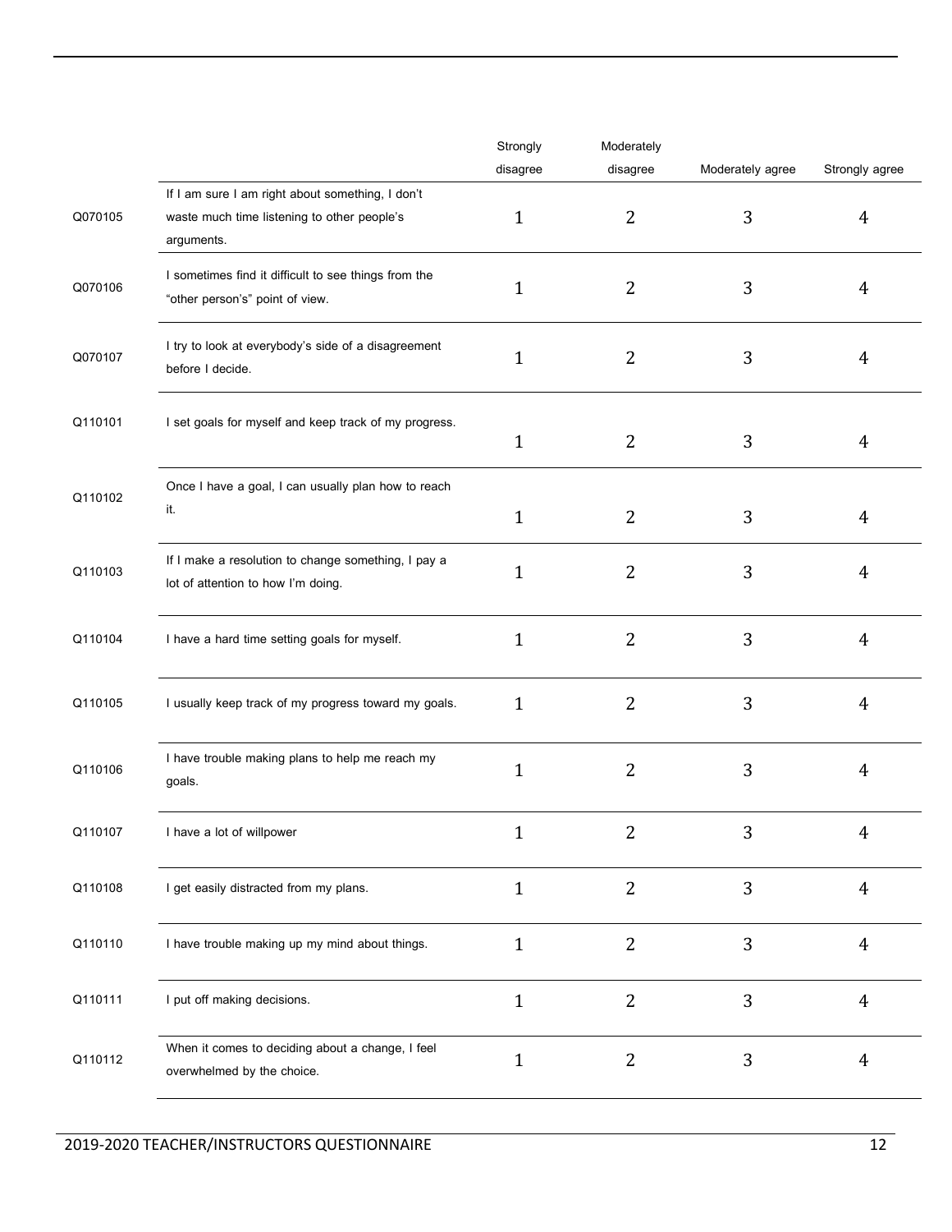| | | Strongly disagree | Moderately disagree | Moderately agree | Strongly agree |
|---|---|---|---|---|---|
| Q070105 | If I am sure I am right about something, I don't waste much time listening to other people's arguments. | 1 | 2 | 3 | 4 |
| Q070106 | I sometimes find it difficult to see things from the "other person's" point of view. | 1 | 2 | 3 | 4 |
| Q070107 | I try to look at everybody's side of a disagreement before I decide. | 1 | 2 | 3 | 4 |
| Q110101 | I set goals for myself and keep track of my progress. | 1 | 2 | 3 | 4 |
| Q110102 | Once I have a goal, I can usually plan how to reach it. | 1 | 2 | 3 | 4 |
| Q110103 | If I make a resolution to change something, I pay a lot of attention to how I'm doing. | 1 | 2 | 3 | 4 |
| Q110104 | I have a hard time setting goals for myself. | 1 | 2 | 3 | 4 |
| Q110105 | I usually keep track of my progress toward my goals. | 1 | 2 | 3 | 4 |
| Q110106 | I have trouble making plans to help me reach my goals. | 1 | 2 | 3 | 4 |
| Q110107 | I have a lot of willpower | 1 | 2 | 3 | 4 |
| Q110108 | I get easily distracted from my plans. | 1 | 2 | 3 | 4 |
| Q110110 | I have trouble making up my mind about things. | 1 | 2 | 3 | 4 |
| Q110111 | I put off making decisions. | 1 | 2 | 3 | 4 |
| Q110112 | When it comes to deciding about a change, I feel overwhelmed by the choice. | 1 | 2 | 3 | 4 |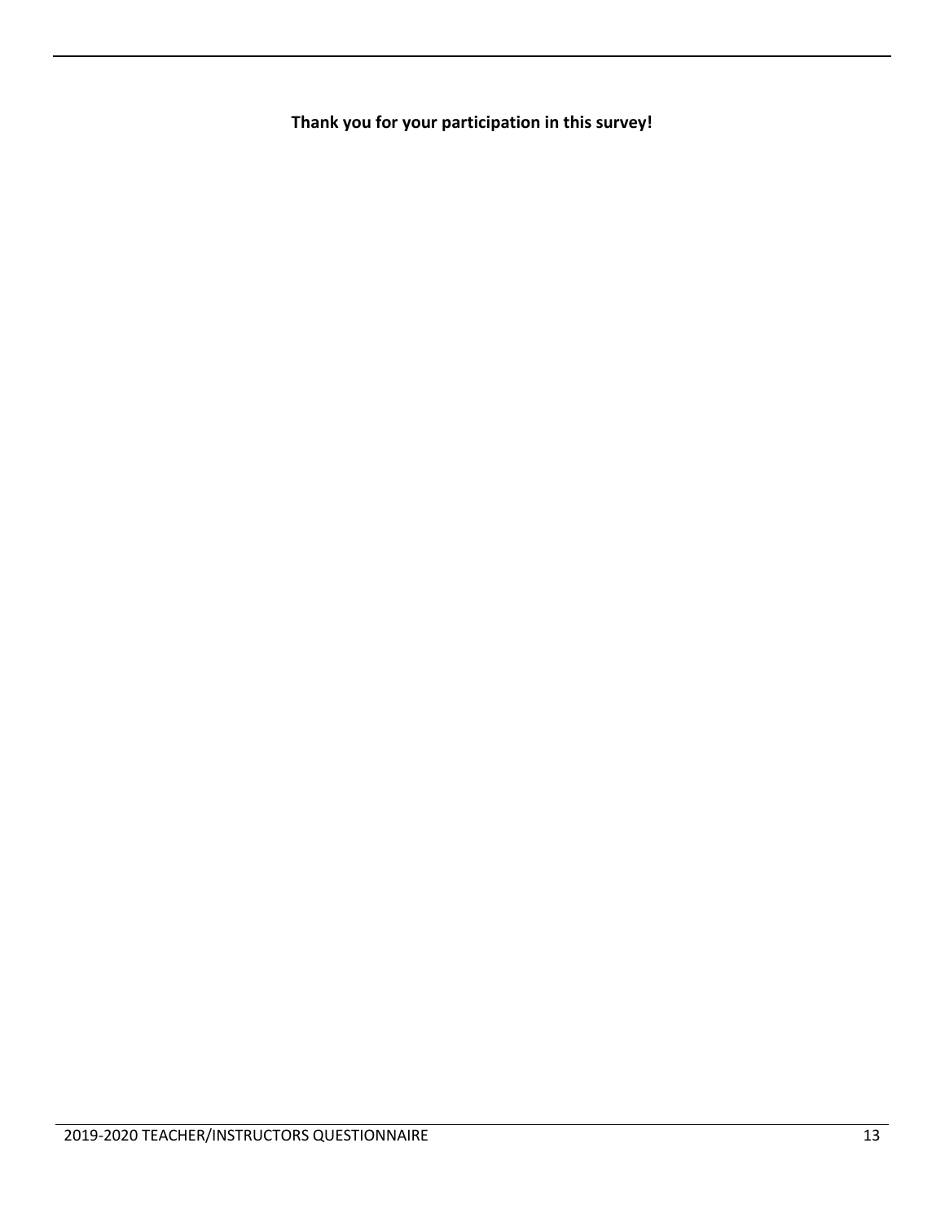**Thank you for your participation in this survey!**